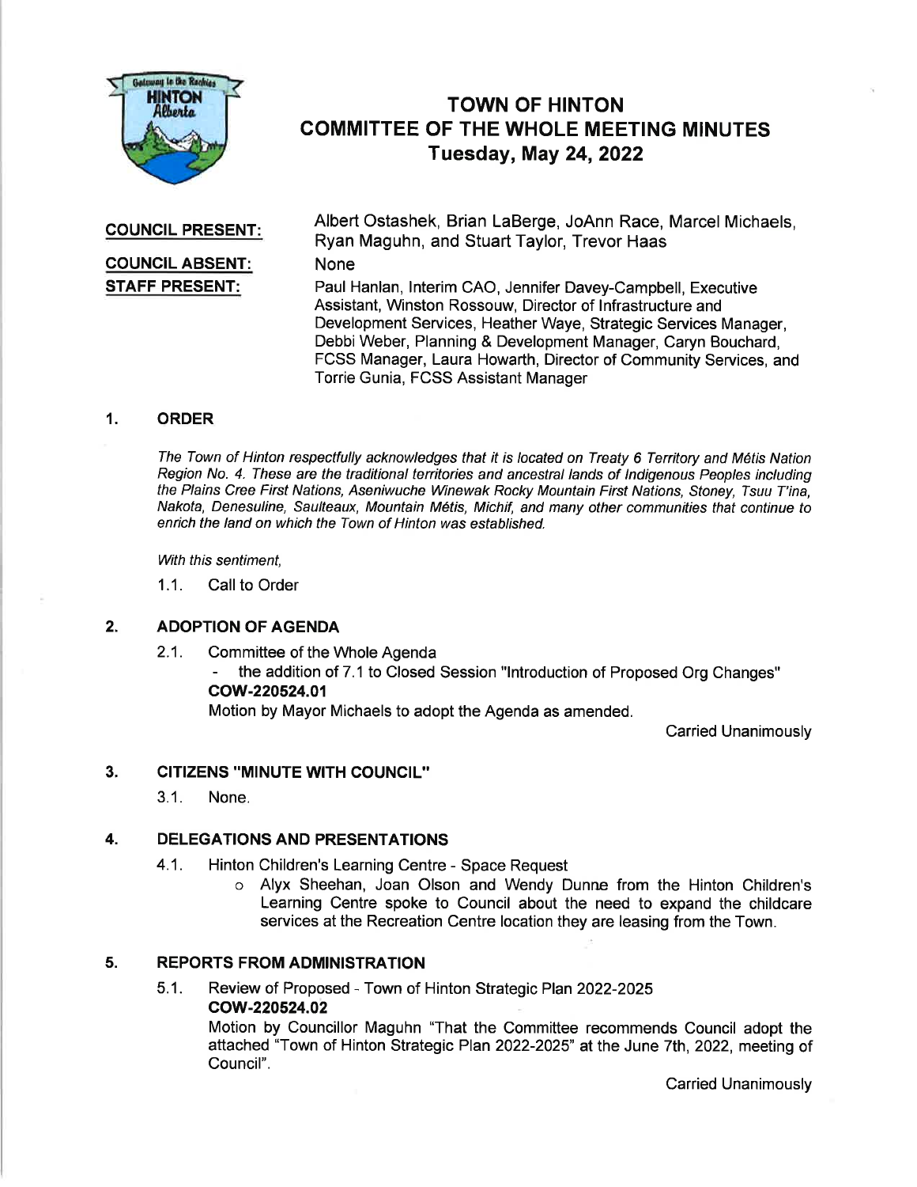# TOWN OF HINTON
# COMMITTEE OF THE WHOLE MEETING MINUTES
## Tuesday, May 24, 2022

**COUNCIL PRESENT:** Albert Ostashek, Brian LaBerge, JoAnn Race, Marcel Michaels, Ryan Maguhn, and Stuart Taylor, Trevor Haas

**COUNCIL ABSENT:** None

**STAFF PRESENT:** Paul Hanlan, Interim CAO, Jennifer Davey-Campbell, Executive Assistant, Winston Rossouw, Director of Infrastructure and Development Services, Heather Waye, Strategic Services Manager, Debbi Weber, Planning & Development Manager, Caryn Bouchard, FCSS Manager, Laura Howarth, Director of Community Services, and Torrie Gunia, FCSS Assistant Manager

## 1. ORDER

*The Town of Hinton respectfully acknowledges that it is located on Treaty 6 Territory and Métis Nation Region No. 4. These are the traditional territories and ancestral lands of Indigenous Peoples including the Plains Cree First Nations, Aseniwuche Winewak Rocky Mountain First Nations, Stoney, Tsuu T'ina, Nakota, Denesuline, Saulteaux, Mountain Métis, Michif, and many other communities that continue to enrich the land on which the Town of Hinton was established.*

*With this sentiment,*

1.1. Call to Order

## 2. ADOPTION OF AGENDA

2.1. Committee of the Whole Agenda

- the addition of 7.1 to Closed Session "Introduction of Proposed Org Changes"

**COW-220524.01**

Motion by Mayor Michaels to adopt the Agenda as amended.

Carried Unanimously

## 3. CITIZENS "MINUTE WITH COUNCIL"

3.1. None.

## 4. DELEGATIONS AND PRESENTATIONS

4.1. Hinton Children's Learning Centre - Space Request

- Alyx Sheehan, Joan Olson and Wendy Dunne from the Hinton Children's Learning Centre spoke to Council about the need to expand the childcare services at the Recreation Centre location they are leasing from the Town.

## 5. REPORTS FROM ADMINISTRATION

5.1. Review of Proposed - Town of Hinton Strategic Plan 2022-2025

**COW-220524.02**

Motion by Councillor Maguhn "That the Committee recommends Council adopt the attached "Town of Hinton Strategic Plan 2022-2025" at the June 7th, 2022, meeting of Council".

Carried Unanimously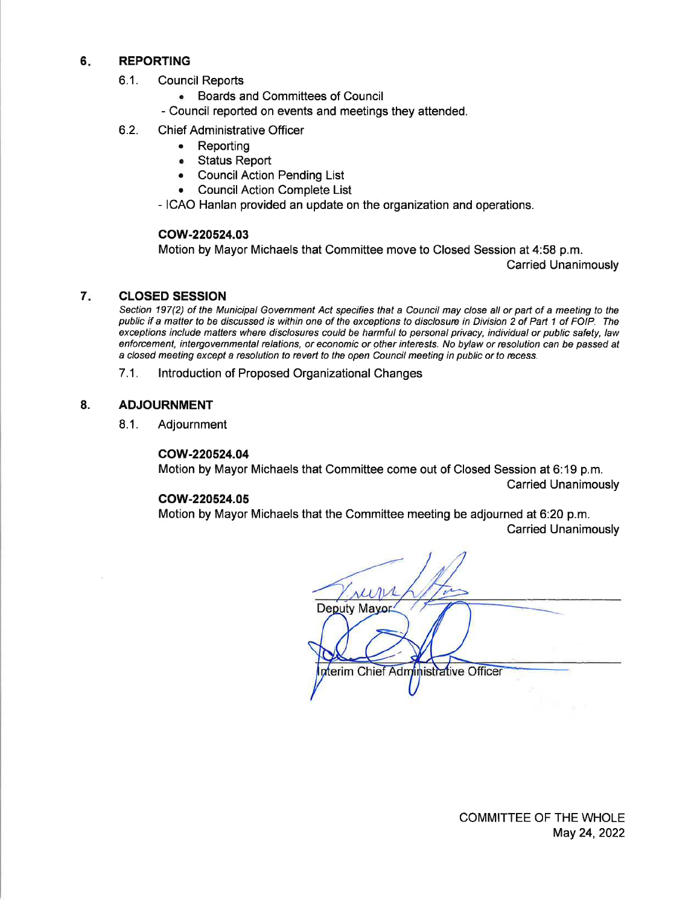## 6. REPORTING

6.1. Council Reports

- Boards and Committees of Council

- Council reported on events and meetings they attended.

6.2. Chief Administrative Officer

- Reporting
- Status Report
- Council Action Pending List
- Council Action Complete List

- ICAO Hanlan provided an update on the organization and operations.

**COW-220524.03**

Motion by Mayor Michaels that Committee move to Closed Session at 4:58 p.m.

Carried Unanimously

## 7. CLOSED SESSION

*Section 197(2) of the Municipal Government Act specifies that a Council may close all or part of a meeting to the public if a matter to be discussed is within one of the exceptions to disclosure in Division 2 of Part 1 of FOIP. The exceptions include matters where disclosures could be harmful to personal privacy, individual or public safety, law enforcement, intergovernmental relations, or economic or other interests. No bylaw or resolution can be passed at a closed meeting except a resolution to revert to the open Council meeting in public or to recess.*

7.1. Introduction of Proposed Organizational Changes

## 8. ADJOURNMENT

8.1. Adjournment

**COW-220524.04**

Motion by Mayor Michaels that Committee come out of Closed Session at 6:19 p.m.

Carried Unanimously

**COW-220524.05**

Motion by Mayor Michaels that the Committee meeting be adjourned at 6:20 p.m.

Carried Unanimously

Deputy Mayor

Interim Chief Administrative Officer

COMMITTEE OF THE WHOLE
May 24, 2022